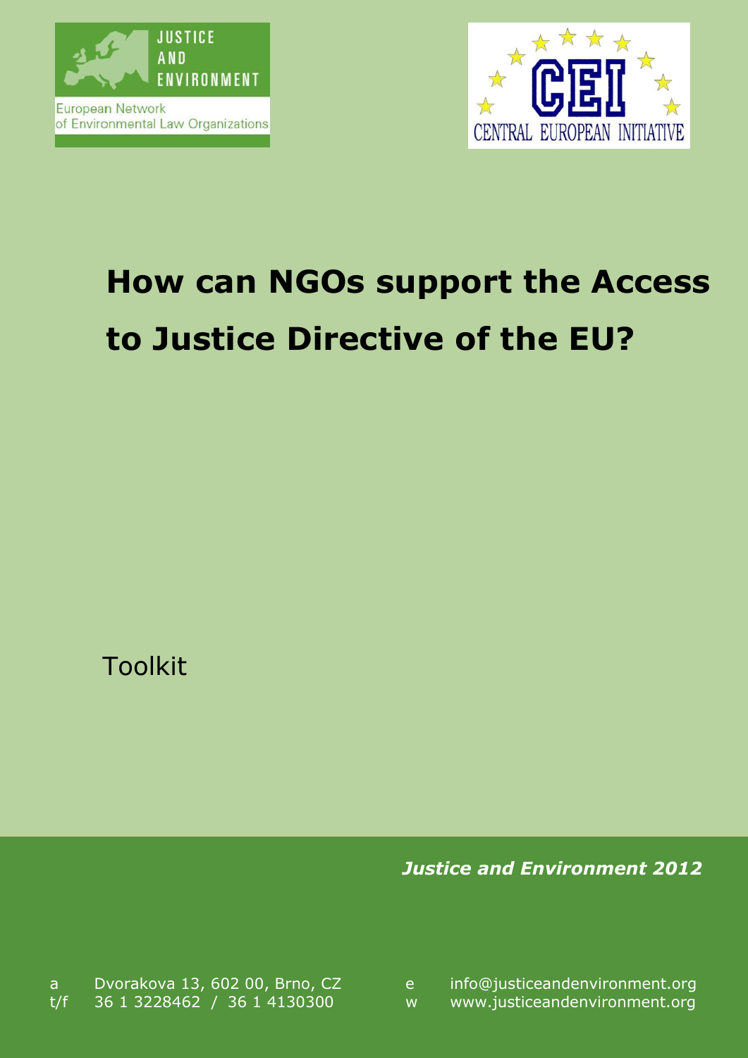JUSTICE AND ENVIRONMENT

European Network of Environmental Law Organizations

CENTRAL EUROPEAN INITIATIVE

# How can NGOs support the Access to Justice Directive of the EU?

Toolkit

***Justice and Environment 2012***

a Dvorakova 13, 602 00, Brno, CZ
t/f 36 1 3228462 / 36 1 4130300

e info@justiceandenvironment.org
w www.justiceandenvironment.org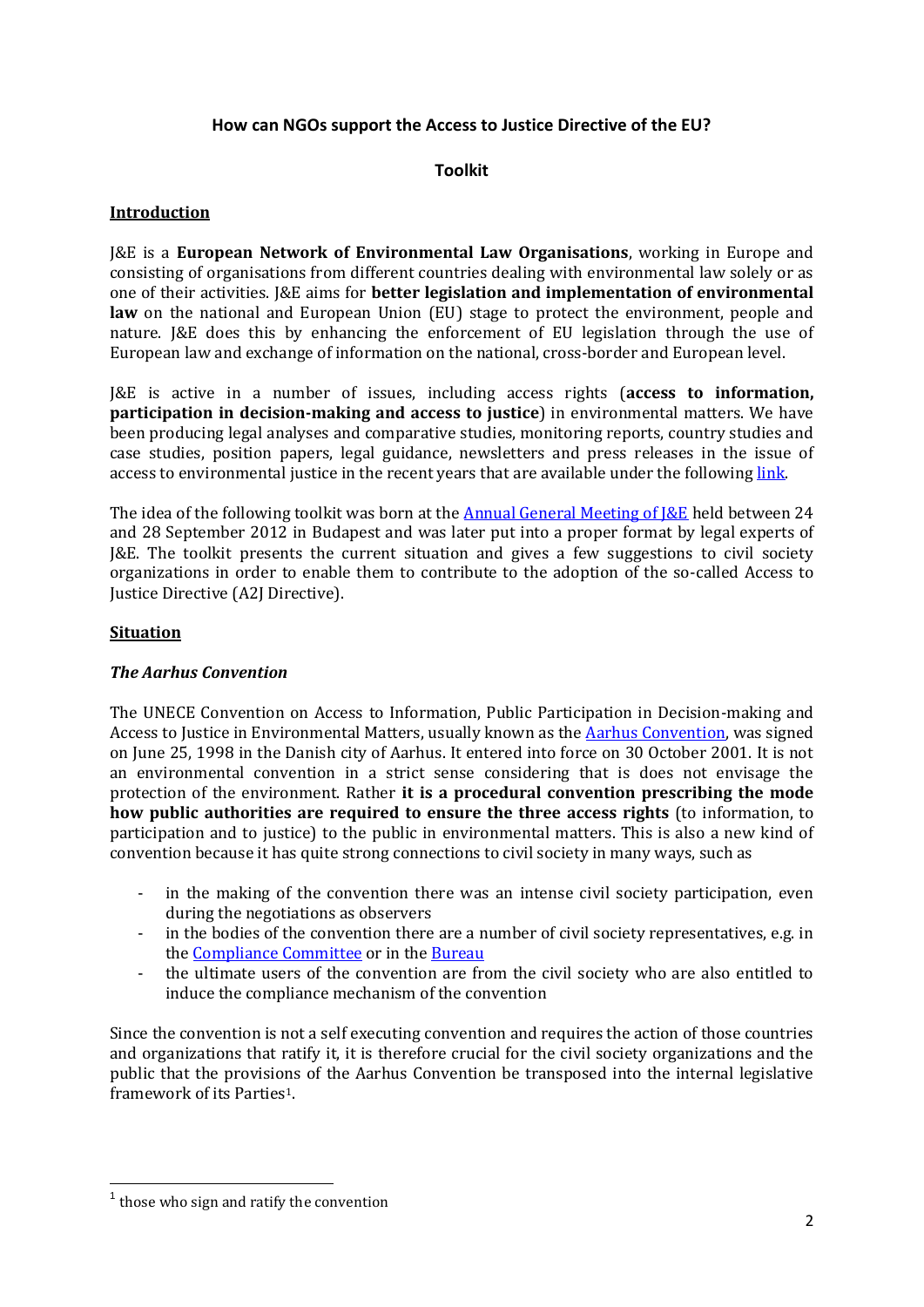**How can NGOs support the Access to Justice Directive of the EU?**

**Toolkit**

## Introduction

J&E is a **European Network of Environmental Law Organisations**, working in Europe and consisting of organisations from different countries dealing with environmental law solely or as one of their activities. J&E aims for **better legislation and implementation of environmental law** on the national and European Union (EU) stage to protect the environment, people and nature. J&E does this by enhancing the enforcement of EU legislation through the use of European law and exchange of information on the national, cross-border and European level.

J&E is active in a number of issues, including access rights (**access to information, participation in decision-making and access to justice**) in environmental matters. We have been producing legal analyses and comparative studies, monitoring reports, country studies and case studies, position papers, legal guidance, newsletters and press releases in the issue of access to environmental justice in the recent years that are available under the following link.

The idea of the following toolkit was born at the Annual General Meeting of J&E held between 24 and 28 September 2012 in Budapest and was later put into a proper format by legal experts of J&E. The toolkit presents the current situation and gives a few suggestions to civil society organizations in order to enable them to contribute to the adoption of the so-called Access to Justice Directive (A2J Directive).

## Situation

### *The Aarhus Convention*

The UNECE Convention on Access to Information, Public Participation in Decision-making and Access to Justice in Environmental Matters, usually known as the Aarhus Convention, was signed on June 25, 1998 in the Danish city of Aarhus. It entered into force on 30 October 2001. It is not an environmental convention in a strict sense considering that is does not envisage the protection of the environment. Rather **it is a procedural convention prescribing the mode how public authorities are required to ensure the three access rights** (to information, to participation and to justice) to the public in environmental matters. This is also a new kind of convention because it has quite strong connections to civil society in many ways, such as

- in the making of the convention there was an intense civil society participation, even during the negotiations as observers
- in the bodies of the convention there are a number of civil society representatives, e.g. in the Compliance Committee or in the Bureau
- the ultimate users of the convention are from the civil society who are also entitled to induce the compliance mechanism of the convention

Since the convention is not a self executing convention and requires the action of those countries and organizations that ratify it, it is therefore crucial for the civil society organizations and the public that the provisions of the Aarhus Convention be transposed into the internal legislative framework of its Parties[1].

[1] those who sign and ratify the convention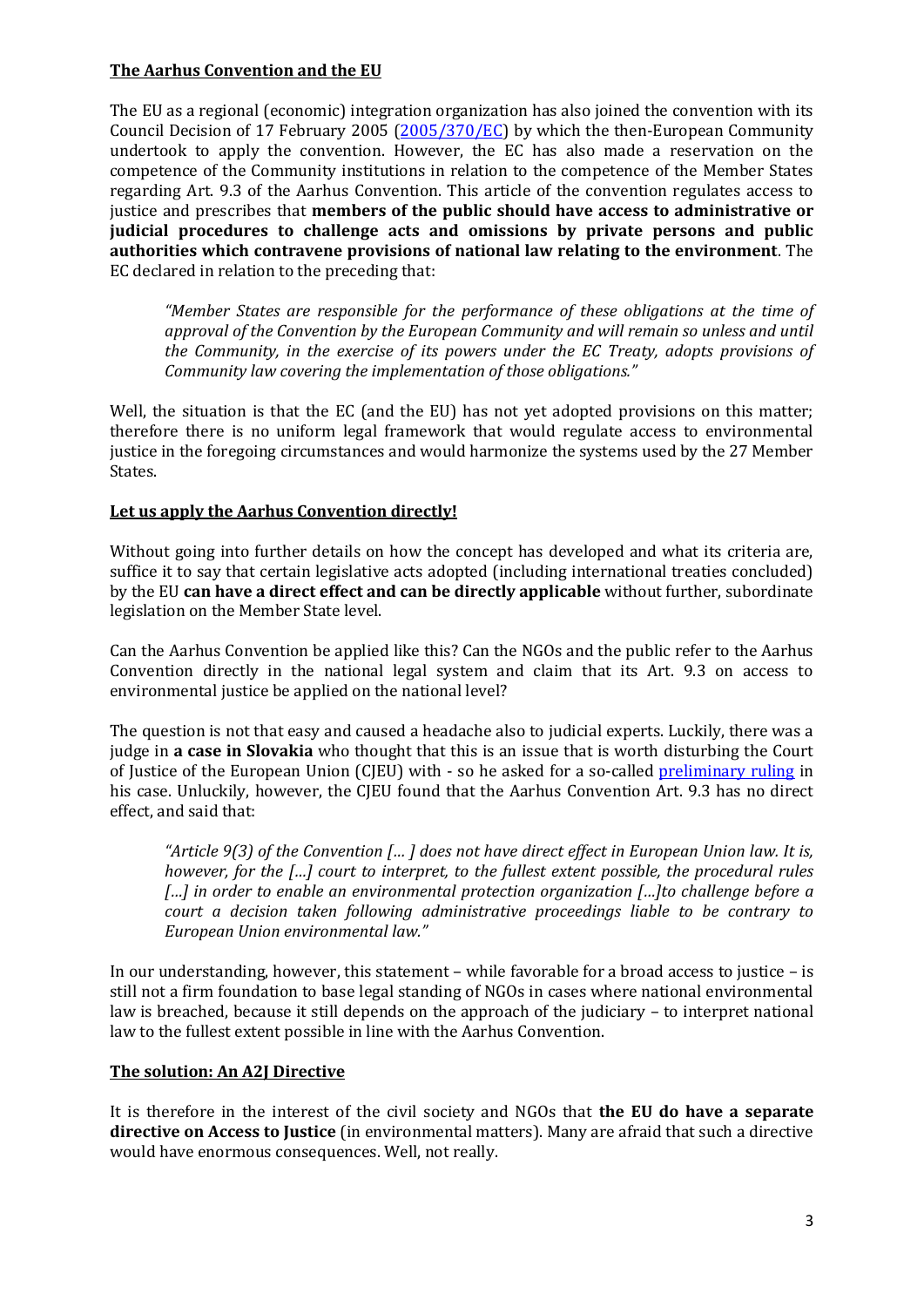## **The Aarhus Convention and the EU**

The EU as a regional (economic) integration organization has also joined the convention with its Council Decision of 17 February 2005 (2005/370/EC) by which the then-European Community undertook to apply the convention. However, the EC has also made a reservation on the competence of the Community institutions in relation to the competence of the Member States regarding Art. 9.3 of the Aarhus Convention. This article of the convention regulates access to justice and prescribes that **members of the public should have access to administrative or judicial procedures to challenge acts and omissions by private persons and public authorities which contravene provisions of national law relating to the environment**. The EC declared in relation to the preceding that:

> *"Member States are responsible for the performance of these obligations at the time of approval of the Convention by the European Community and will remain so unless and until the Community, in the exercise of its powers under the EC Treaty, adopts provisions of Community law covering the implementation of those obligations."*

Well, the situation is that the EC (and the EU) has not yet adopted provisions on this matter; therefore there is no uniform legal framework that would regulate access to environmental justice in the foregoing circumstances and would harmonize the systems used by the 27 Member States.

## **Let us apply the Aarhus Convention directly!**

Without going into further details on how the concept has developed and what its criteria are, suffice it to say that certain legislative acts adopted (including international treaties concluded) by the EU **can have a direct effect and can be directly applicable** without further, subordinate legislation on the Member State level.

Can the Aarhus Convention be applied like this? Can the NGOs and the public refer to the Aarhus Convention directly in the national legal system and claim that its Art. 9.3 on access to environmental justice be applied on the national level?

The question is not that easy and caused a headache also to judicial experts. Luckily, there was a judge in **a case in Slovakia** who thought that this is an issue that is worth disturbing the Court of Justice of the European Union (CJEU) with - so he asked for a so-called preliminary ruling in his case. Unluckily, however, the CJEU found that the Aarhus Convention Art. 9.3 has no direct effect, and said that:

> *"Article 9(3) of the Convention [… ] does not have direct effect in European Union law. It is, however, for the […] court to interpret, to the fullest extent possible, the procedural rules […] in order to enable an environmental protection organization […]to challenge before a court a decision taken following administrative proceedings liable to be contrary to European Union environmental law."*

In our understanding, however, this statement – while favorable for a broad access to justice – is still not a firm foundation to base legal standing of NGOs in cases where national environmental law is breached, because it still depends on the approach of the judiciary – to interpret national law to the fullest extent possible in line with the Aarhus Convention.

## **The solution: An A2J Directive**

It is therefore in the interest of the civil society and NGOs that **the EU do have a separate directive on Access to Justice** (in environmental matters). Many are afraid that such a directive would have enormous consequences. Well, not really.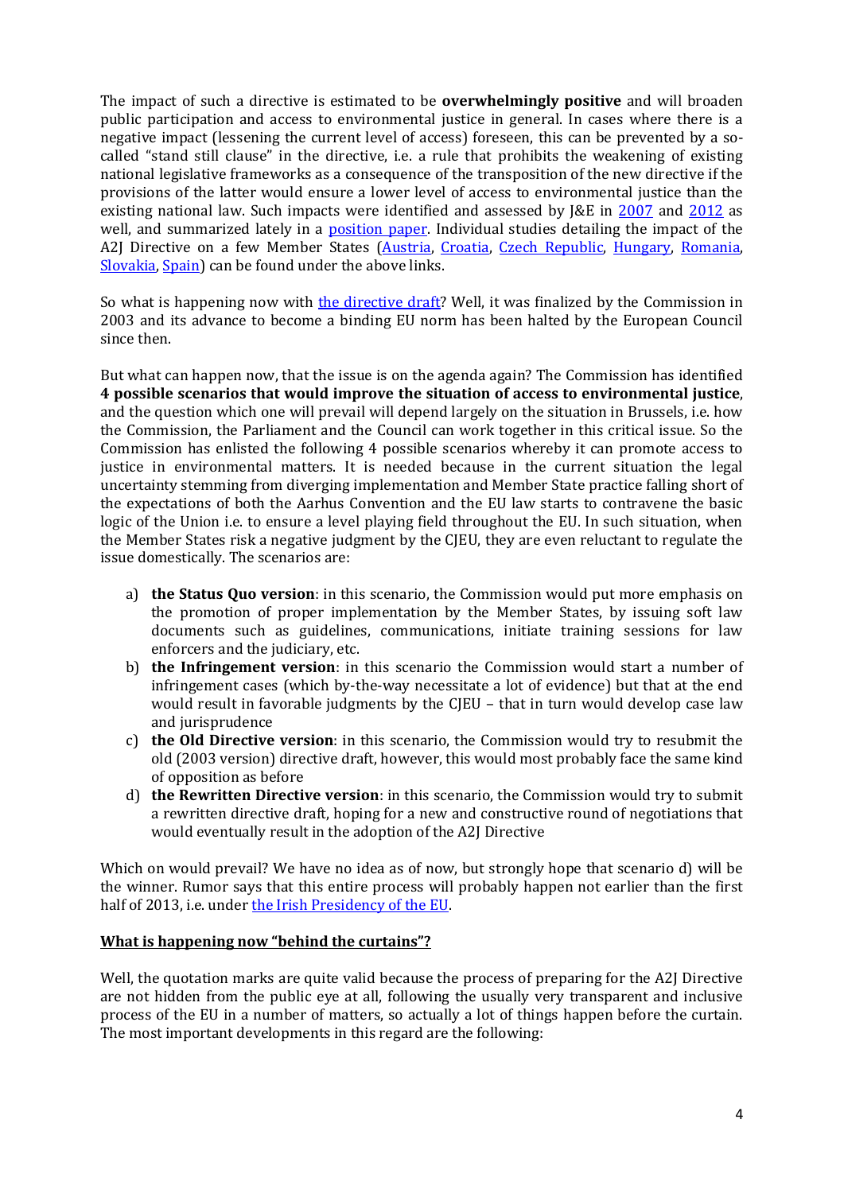The impact of such a directive is estimated to be **overwhelmingly positive** and will broaden public participation and access to environmental justice in general. In cases where there is a negative impact (lessening the current level of access) foreseen, this can be prevented by a so-called "stand still clause" in the directive, i.e. a rule that prohibits the weakening of existing national legislative frameworks as a consequence of the transposition of the new directive if the provisions of the latter would ensure a lower level of access to environmental justice than the existing national law. Such impacts were identified and assessed by J&E in 2007 and 2012 as well, and summarized lately in a position paper. Individual studies detailing the impact of the A2J Directive on a few Member States (Austria, Croatia, Czech Republic, Hungary, Romania, Slovakia, Spain) can be found under the above links.

So what is happening now with the directive draft? Well, it was finalized by the Commission in 2003 and its advance to become a binding EU norm has been halted by the European Council since then.

But what can happen now, that the issue is on the agenda again? The Commission has identified **4 possible scenarios that would improve the situation of access to environmental justice**, and the question which one will prevail will depend largely on the situation in Brussels, i.e. how the Commission, the Parliament and the Council can work together in this critical issue. So the Commission has enlisted the following 4 possible scenarios whereby it can promote access to justice in environmental matters. It is needed because in the current situation the legal uncertainty stemming from diverging implementation and Member State practice falling short of the expectations of both the Aarhus Convention and the EU law starts to contravene the basic logic of the Union i.e. to ensure a level playing field throughout the EU. In such situation, when the Member States risk a negative judgment by the CJEU, they are even reluctant to regulate the issue domestically. The scenarios are:

a) **the Status Quo version**: in this scenario, the Commission would put more emphasis on the promotion of proper implementation by the Member States, by issuing soft law documents such as guidelines, communications, initiate training sessions for law enforcers and the judiciary, etc.
b) **the Infringement version**: in this scenario the Commission would start a number of infringement cases (which by-the-way necessitate a lot of evidence) but that at the end would result in favorable judgments by the CJEU – that in turn would develop case law and jurisprudence
c) **the Old Directive version**: in this scenario, the Commission would try to resubmit the old (2003 version) directive draft, however, this would most probably face the same kind of opposition as before
d) **the Rewritten Directive version**: in this scenario, the Commission would try to submit a rewritten directive draft, hoping for a new and constructive round of negotiations that would eventually result in the adoption of the A2J Directive

Which on would prevail? We have no idea as of now, but strongly hope that scenario d) will be the winner. Rumor says that this entire process will probably happen not earlier than the first half of 2013, i.e. under the Irish Presidency of the EU.

## What is happening now "behind the curtains"?

Well, the quotation marks are quite valid because the process of preparing for the A2J Directive are not hidden from the public eye at all, following the usually very transparent and inclusive process of the EU in a number of matters, so actually a lot of things happen before the curtain. The most important developments in this regard are the following: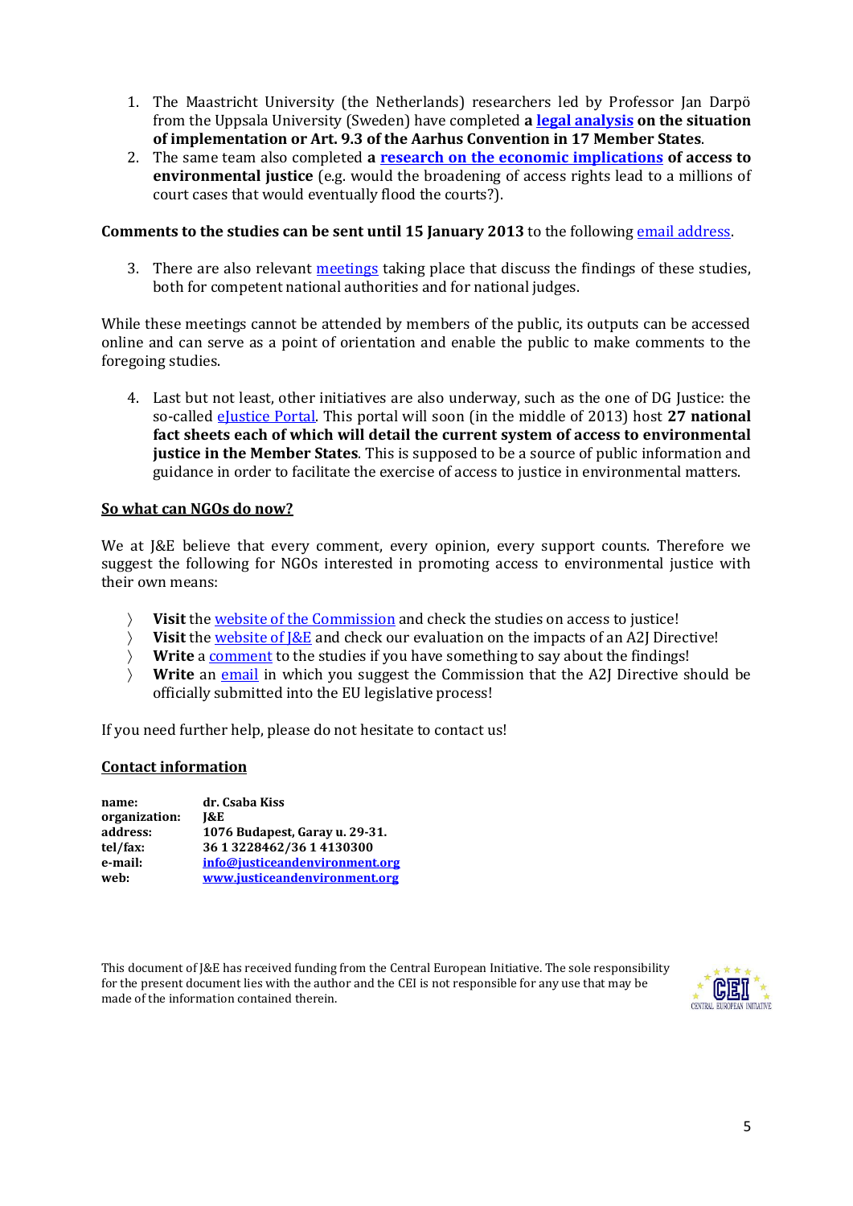1. The Maastricht University (the Netherlands) researchers led by Professor Jan Darpö from the Uppsala University (Sweden) have completed **a legal analysis on the situation of implementation or Art. 9.3 of the Aarhus Convention in 17 Member States**.
2. The same team also completed **a research on the economic implications of access to environmental justice** (e.g. would the broadening of access rights lead to a millions of court cases that would eventually flood the courts?).

**Comments to the studies can be sent until 15 January 2013** to the following email address.

3. There are also relevant meetings taking place that discuss the findings of these studies, both for competent national authorities and for national judges.

While these meetings cannot be attended by members of the public, its outputs can be accessed online and can serve as a point of orientation and enable the public to make comments to the foregoing studies.

4. Last but not least, other initiatives are also underway, such as the one of DG Justice: the so-called eJustice Portal. This portal will soon (in the middle of 2013) host **27 national fact sheets each of which will detail the current system of access to environmental justice in the Member States**. This is supposed to be a source of public information and guidance in order to facilitate the exercise of access to justice in environmental matters.

**So what can NGOs do now?**

We at J&E believe that every comment, every opinion, every support counts. Therefore we suggest the following for NGOs interested in promoting access to environmental justice with their own means:

- **Visit** the website of the Commission and check the studies on access to justice!
- **Visit** the website of J&E and check our evaluation on the impacts of an A2J Directive!
- **Write** a comment to the studies if you have something to say about the findings!
- **Write** an email in which you suggest the Commission that the A2J Directive should be officially submitted into the EU legislative process!

If you need further help, please do not hesitate to contact us!

**Contact information**

| | |
|---|---|
| **name:** | **dr. Csaba Kiss** |
| **organization:** | **J&E** |
| **address:** | **1076 Budapest, Garay u. 29-31.** |
| **tel/fax:** | **36 1 3228462/36 1 4130300** |
| **e-mail:** | **info@justiceandenvironment.org** |
| **web:** | **www.justiceandenvironment.org** |

This document of J&E has received funding from the Central European Initiative. The sole responsibility for the present document lies with the author and the CEI is not responsible for any use that may be made of the information contained therein.